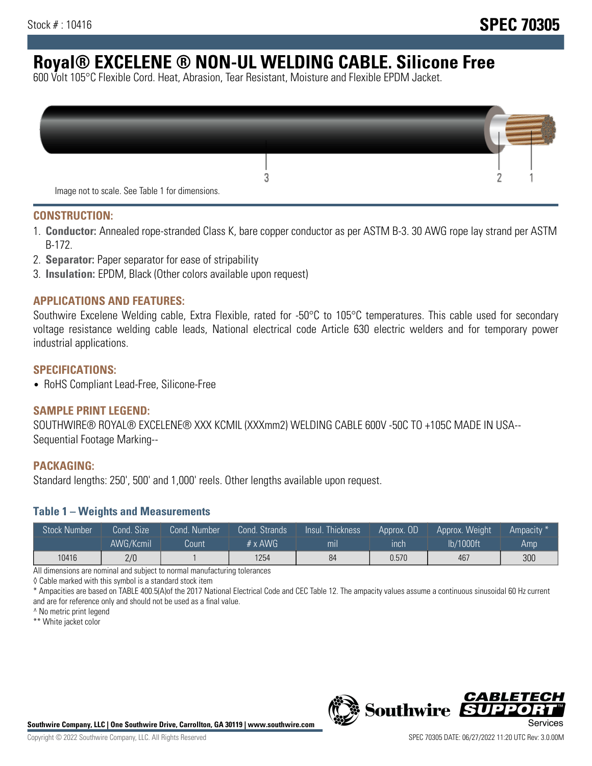Stock # : 10416

# SPEC 70305

# Royal® EXCELENE ® NON-UL WELDING CABLE. Silicone Free

600 Volt 105°C Flexible Cord. Heat, Abrasion, Tear Resistant, Moisture and Flexible EPDM Jacket.

3 2 1

Image not to scale. See Table 1 for dimensions.

## CONSTRUCTION:

1. **Conductor:** Annealed rope-stranded Class K, bare copper conductor as per ASTM B-3. 30 AWG rope lay strand per ASTM B-172.
2. **Separator:** Paper separator for ease of stripability
3. **Insulation:** EPDM, Black (Other colors available upon request)

## APPLICATIONS AND FEATURES:

Southwire Excelene Welding cable, Extra Flexible, rated for -50°C to 105°C temperatures. This cable used for secondary voltage resistance welding cable leads, National electrical code Article 630 electric welders and for temporary power industrial applications.

## SPECIFICATIONS:

- RoHS Compliant Lead-Free, Silicone-Free

## SAMPLE PRINT LEGEND:

SOUTHWIRE® ROYAL® EXCELENE® XXX KCMIL (XXXmm2) WELDING CABLE 600V -50C TO +105C MADE IN USA-- Sequential Footage Marking--

## PACKAGING:

Standard lengths: 250', 500' and 1,000' reels. Other lengths available upon request.

### Table 1 – Weights and Measurements

| Stock Number | Cond. Size | Cond. Number | Cond. Strands | Insul. Thickness | Approx. OD | Approx. Weight | Ampacity * |
|---|---|---|---|---|---|---|---|
| | AWG/Kcmil | Count | # x AWG | mil | inch | lb/1000ft | Amp |
| 10416 | 2/0 | 1 | 1254 | 84 | 0.570 | 467 | 300 |

All dimensions are nominal and subject to normal manufacturing tolerances

◊ Cable marked with this symbol is a standard stock item

* Ampacities are based on TABLE 400.5(A)of the 2017 National Electrical Code and CEC Table 12. The ampacity values assume a continuous sinusoidal 60 Hz current and are for reference only and should not be used as a final value.

^ No metric print legend

** White jacket color

**Southwire Company, LLC | One Southwire Drive, Carrollton, GA 30119 | www.southwire.com**

Copyright © 2022 Southwire Company, LLC. All Rights Reserved

SPEC 70305 DATE: 06/27/2022 11:20 UTC Rev: 3.0.00M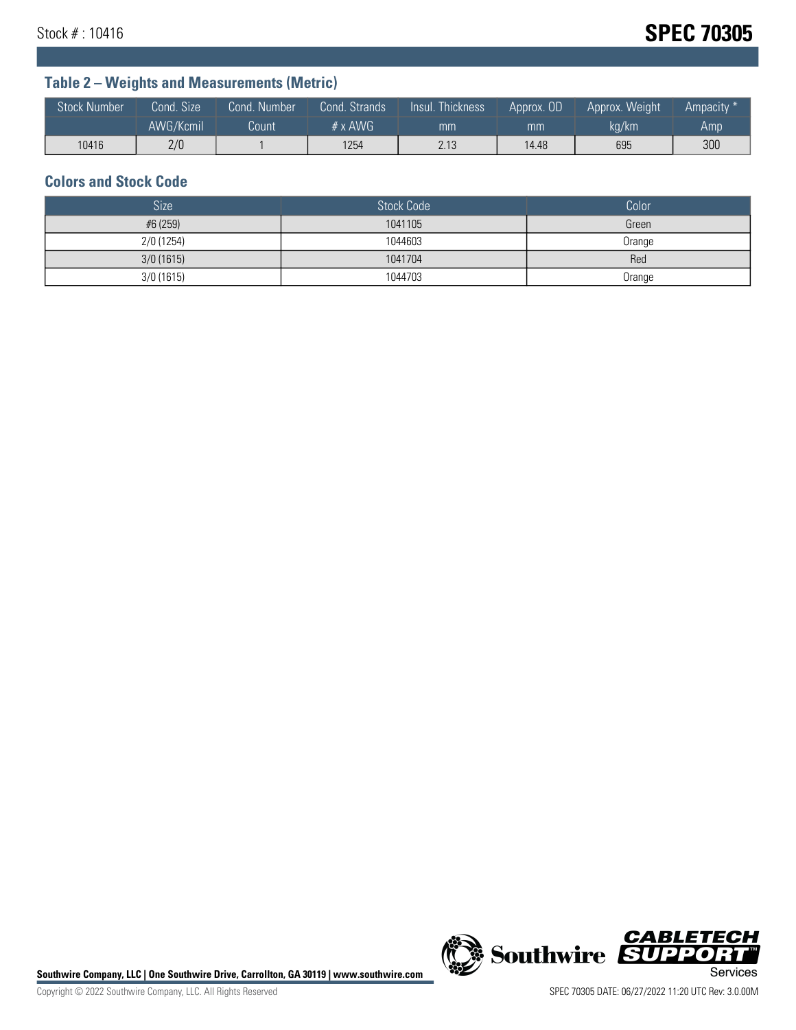## Table 2 – Weights and Measurements (Metric)

| Stock Number | Cond. Size | Cond. Number | Cond. Strands | Insul. Thickness | Approx. OD | Approx. Weight | Ampacity * |
|---|---|---|---|---|---|---|---|
| | AWG/Kcmil | Count | # x AWG | mm | mm | kg/km | Amp |
| 10416 | 2/0 | 1 | 1254 | 2.13 | 14.48 | 695 | 300 |

## Colors and Stock Code

| Size | Stock Code | Color |
|---|---|---|
| #6 (259) | 1041105 | Green |
| 2/0 (1254) | 1044603 | Orange |
| 3/0 (1615) | 1041704 | Red |
| 3/0 (1615) | 1044703 | Orange |

**Southwire Company, LLC | One Southwire Drive, Carrollton, GA 30119 | www.southwire.com**

Copyright © 2022 Southwire Company, LLC. All Rights Reserved

SPEC 70305 DATE: 06/27/2022 11:20 UTC Rev: 3.0.00M